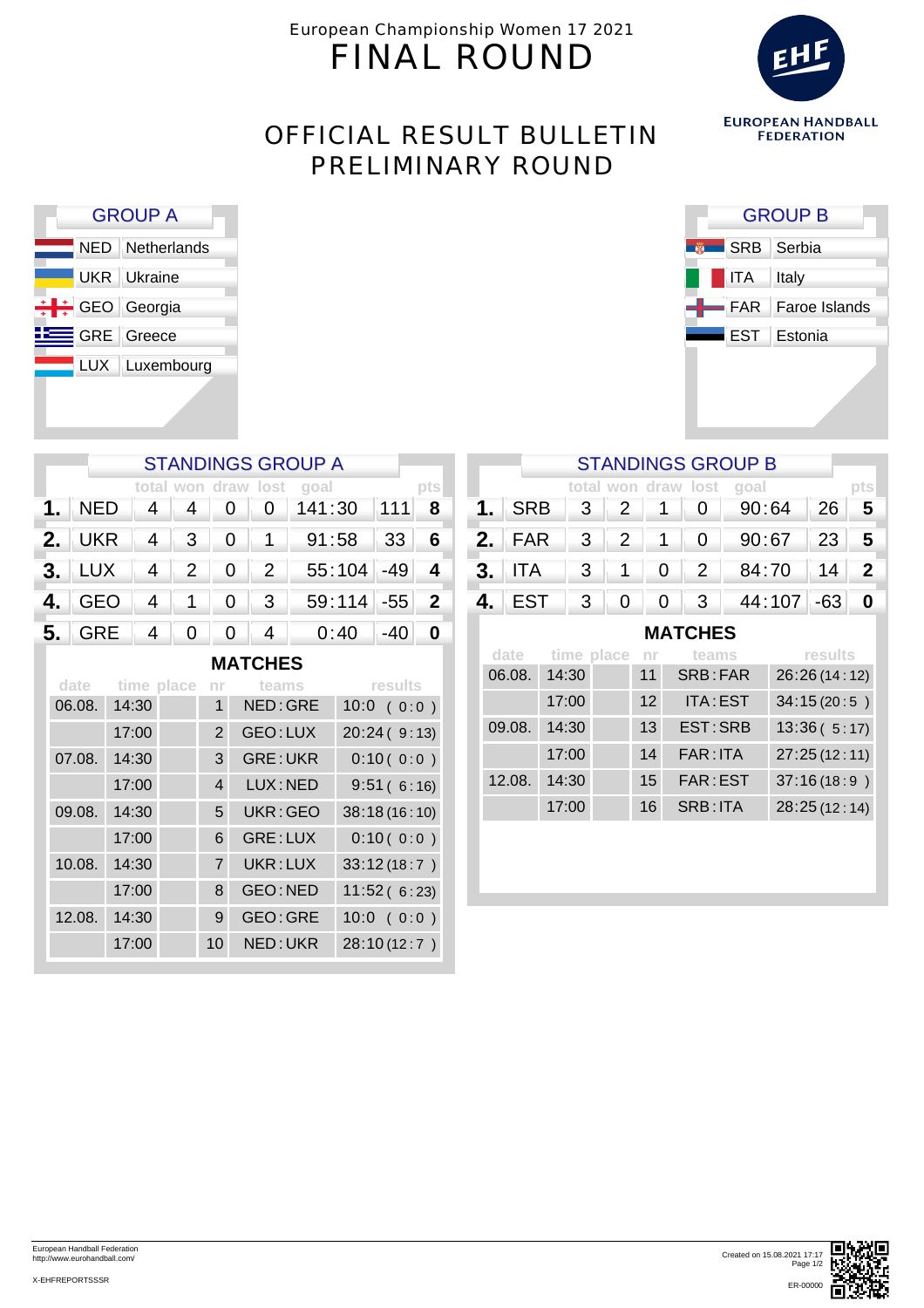European Championship Women 17 2021

# FINAL ROUND

EUROPEAN HANDBALL FEDERATION

## OFFICIAL RESULT BULLETIN PRELIMINARY ROUND

### GROUP A

| | |
|---|---|
| NED | Netherlands |
| UKR | Ukraine |
| GEO | Georgia |
| GRE | Greece |
| LUX | Luxembourg |

### GROUP B

| | |
|---|---|
| SRB | Serbia |
| ITA | Italy |
| FAR | Faroe Islands |
| EST | Estonia |

### STANDINGS GROUP A

| | | total | won | draw | lost | goal | | pts |
|---|---|---|---|---|---|---|---|---|
| **1.** | NED | 4 | 4 | 0 | 0 | 141:30 | 111 | **8** |
| **2.** | UKR | 4 | 3 | 0 | 1 | 91:58 | 33 | **6** |
| **3.** | LUX | 4 | 2 | 0 | 2 | 55:104 | -49 | **4** |
| **4.** | GEO | 4 | 1 | 0 | 3 | 59:114 | -55 | **2** |
| **5.** | GRE | 4 | 0 | 0 | 4 | 0:40 | -40 | **0** |

#### MATCHES

| date | time | place | nr | teams | results |
|---|---|---|---|---|---|
| 06.08. | 14:30 | | 1 | NED : GRE | 10:0 ( 0:0 ) |
| | 17:00 | | 2 | GEO : LUX | 20:24 ( 9:13) |
| 07.08. | 14:30 | | 3 | GRE : UKR | 0:10 ( 0:0 ) |
| | 17:00 | | 4 | LUX : NED | 9:51 ( 6:16) |
| 09.08. | 14:30 | | 5 | UKR : GEO | 38:18 (16:10) |
| | 17:00 | | 6 | GRE : LUX | 0:10 ( 0:0 ) |
| 10.08. | 14:30 | | 7 | UKR : LUX | 33:12 (18:7 ) |
| | 17:00 | | 8 | GEO : NED | 11:52 ( 6:23) |
| 12.08. | 14:30 | | 9 | GEO : GRE | 10:0 ( 0:0 ) |
| | 17:00 | | 10 | NED : UKR | 28:10 (12:7 ) |

### STANDINGS GROUP B

| | | total | won | draw | lost | goal | | pts |
|---|---|---|---|---|---|---|---|---|
| **1.** | SRB | 3 | 2 | 1 | 0 | 90:64 | 26 | **5** |
| **2.** | FAR | 3 | 2 | 1 | 0 | 90:67 | 23 | **5** |
| **3.** | ITA | 3 | 1 | 0 | 2 | 84:70 | 14 | **2** |
| **4.** | EST | 3 | 0 | 0 | 3 | 44:107 | -63 | **0** |

#### MATCHES

| date | time | place | nr | teams | results |
|---|---|---|---|---|---|
| 06.08. | 14:30 | | 11 | SRB : FAR | 26:26 (14:12) |
| | 17:00 | | 12 | ITA : EST | 34:15 (20:5 ) |
| 09.08. | 14:30 | | 13 | EST : SRB | 13:36 ( 5:17) |
| | 17:00 | | 14 | FAR : ITA | 27:25 (12:11) |
| 12.08. | 14:30 | | 15 | FAR : EST | 37:16 (18:9 ) |
| | 17:00 | | 16 | SRB : ITA | 28:25 (12:14) |

European Handball Federation
http://www.eurohandball.com/

X-EHFREPORTSSSR

Created on 15.08.2021 17:17

ER-00000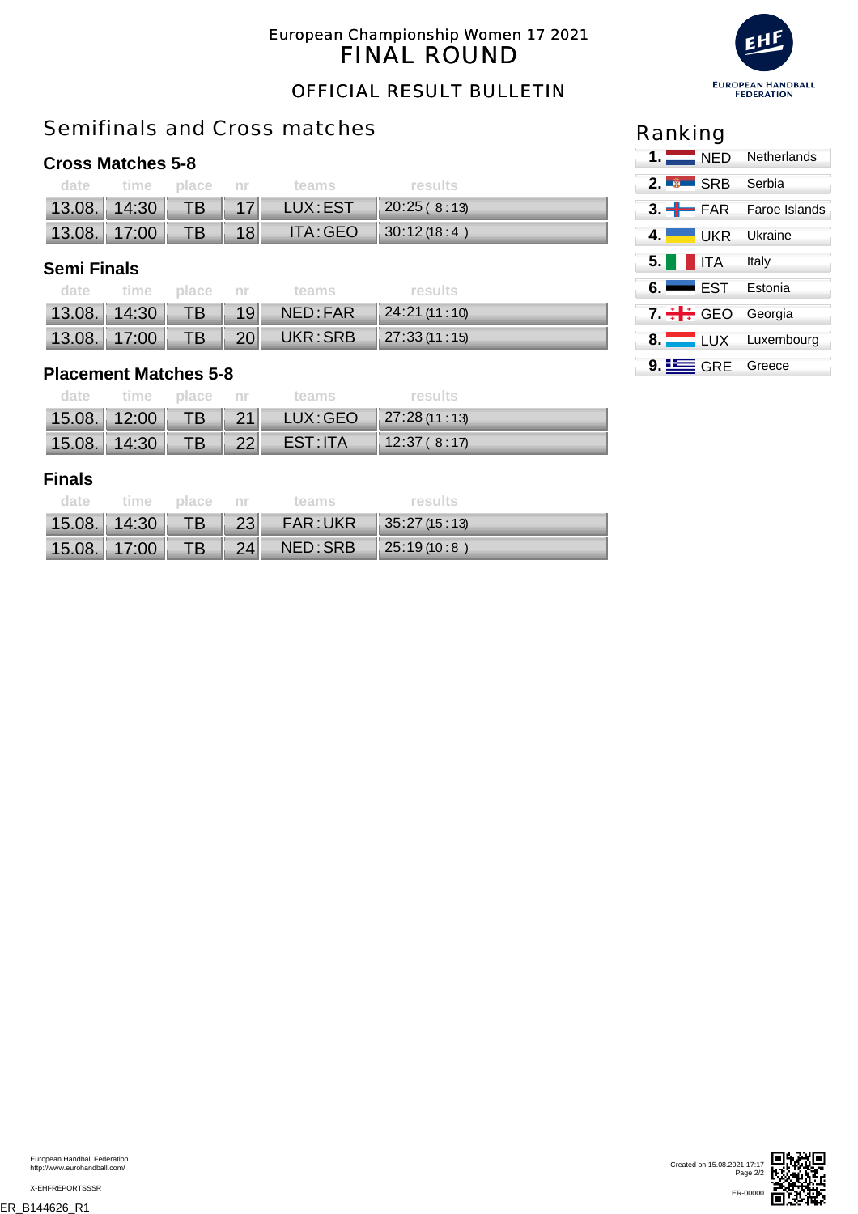European Championship Women 17 2021

# FINAL ROUND

## OFFICIAL RESULT BULLETIN

EUROPEAN HANDBALL FEDERATION

## Semifinals and Cross matches

### Cross Matches 5-8

| date | time | place | nr | teams | results |
|---|---|---|---|---|---|
| 13.08. | 14:30 | TB | 17 | LUX : EST | 20:25 ( 8 : 13) |
| 13.08. | 17:00 | TB | 18 | ITA : GEO | 30:12 (18 : 4 ) |

### Semi Finals

| date | time | place | nr | teams | results |
|---|---|---|---|---|---|
| 13.08. | 14:30 | TB | 19 | NED : FAR | 24:21 (11 : 10) |
| 13.08. | 17:00 | TB | 20 | UKR : SRB | 27:33 (11 : 15) |

### Placement Matches 5-8

| date | time | place | nr | teams | results |
|---|---|---|---|---|---|
| 15.08. | 12:00 | TB | 21 | LUX : GEO | 27:28 (11 : 13) |
| 15.08. | 14:30 | TB | 22 | EST : ITA | 12:37 ( 8 : 17) |

### Finals

| date | time | place | nr | teams | results |
|---|---|---|---|---|---|
| 15.08. | 14:30 | TB | 23 | FAR : UKR | 35:27 (15 : 13) |
| 15.08. | 17:00 | TB | 24 | NED : SRB | 25:19 (10 : 8 ) |

## Ranking

| | | |
|---|---|---|
| 1. | NED | Netherlands |
| 2. | SRB | Serbia |
| 3. | FAR | Faroe Islands |
| 4. | UKR | Ukraine |
| 5. | ITA | Italy |
| 6. | EST | Estonia |
| 7. | GEO | Georgia |
| 8. | LUX | Luxembourg |
| 9. | GRE | Greece |

European Handball Federation
http://www.eurohandball.com/

X-EHFREPORTSSSR

Created on 15.08.2021 17:17

ER-00000

ER_B144626_R1